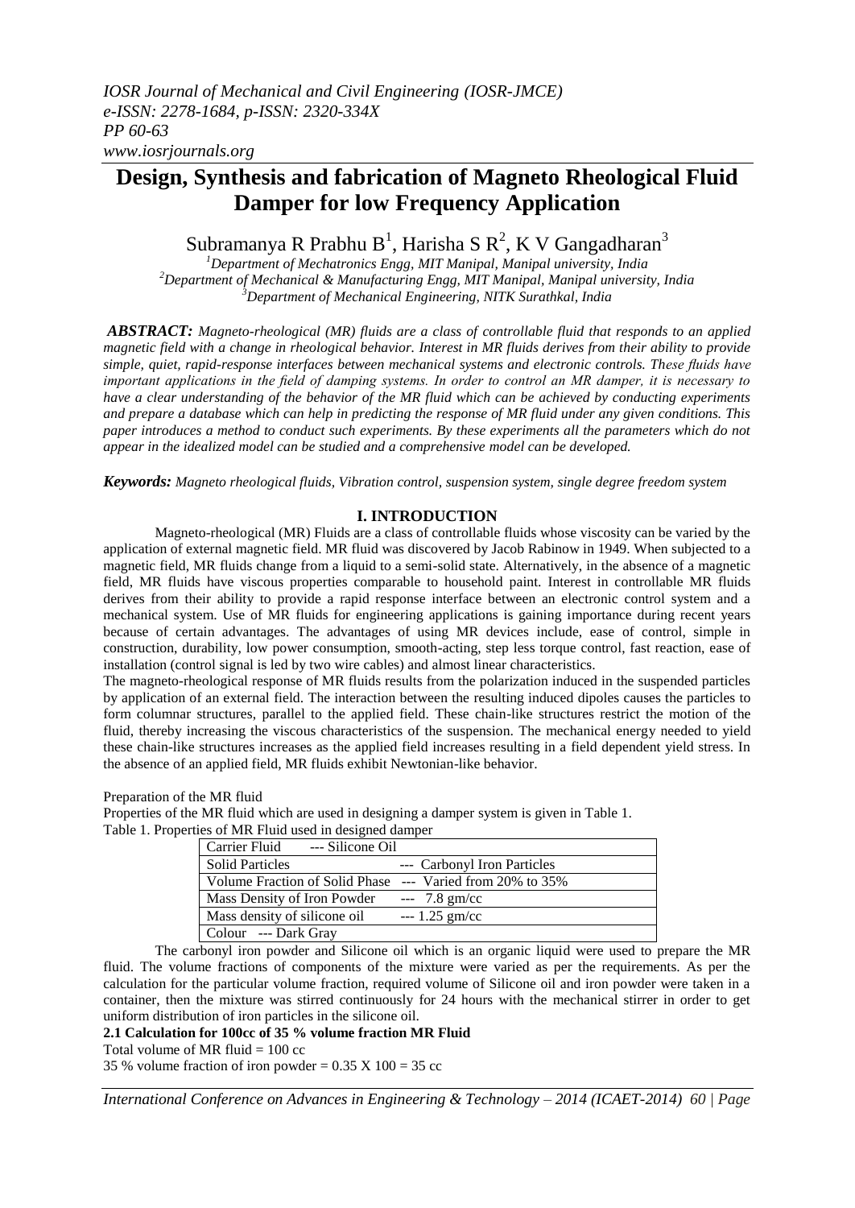# Design, Synthesis and fabrication of Magneto Rheological Fluid Damper for low Frequency Application

Subramanya R Prabhu B[1], Harisha S R[2], K V Gangadharan[3]

[1]*Department of Mechatronics Engg, MIT Manipal, Manipal university, India*
[2]*Department of Mechanical & Manufacturing Engg, MIT Manipal, Manipal university, India*
[3]*Department of Mechanical Engineering, NITK Surathkal, India*

***ABSTRACT:*** *Magneto-rheological (MR) fluids are a class of controllable fluid that responds to an applied magnetic field with a change in rheological behavior. Interest in MR fluids derives from their ability to provide simple, quiet, rapid-response interfaces between mechanical systems and electronic controls. These fluids have important applications in the field of damping systems. In order to control an MR damper, it is necessary to have a clear understanding of the behavior of the MR fluid which can be achieved by conducting experiments and prepare a database which can help in predicting the response of MR fluid under any given conditions. This paper introduces a method to conduct such experiments. By these experiments all the parameters which do not appear in the idealized model can be studied and a comprehensive model can be developed.*

***Keywords:*** *Magneto rheological fluids, Vibration control, suspension system, single degree freedom system*

## I. INTRODUCTION

Magneto-rheological (MR) Fluids are a class of controllable fluids whose viscosity can be varied by the application of external magnetic field. MR fluid was discovered by Jacob Rabinow in 1949. When subjected to a magnetic field, MR fluids change from a liquid to a semi-solid state. Alternatively, in the absence of a magnetic field, MR fluids have viscous properties comparable to household paint. Interest in controllable MR fluids derives from their ability to provide a rapid response interface between an electronic control system and a mechanical system. Use of MR fluids for engineering applications is gaining importance during recent years because of certain advantages. The advantages of using MR devices include, ease of control, simple in construction, durability, low power consumption, smooth-acting, step less torque control, fast reaction, ease of installation (control signal is led by two wire cables) and almost linear characteristics.

The magneto-rheological response of MR fluids results from the polarization induced in the suspended particles by application of an external field. The interaction between the resulting induced dipoles causes the particles to form columnar structures, parallel to the applied field. These chain-like structures restrict the motion of the fluid, thereby increasing the viscous characteristics of the suspension. The mechanical energy needed to yield these chain-like structures increases as the applied field increases resulting in a field dependent yield stress. In the absence of an applied field, MR fluids exhibit Newtonian-like behavior.

Preparation of the MR fluid

Properties of the MR fluid which are used in designing a damper system is given in Table 1.

Table 1. Properties of MR Fluid used in designed damper

| Property | Value |
|---|---|
| Carrier Fluid | Silicone Oil |
| Solid Particles | Carbonyl Iron Particles |
| Volume Fraction of Solid Phase | Varied from 20% to 35% |
| Mass Density of Iron Powder | 7.8 gm/cc |
| Mass density of silicone oil | 1.25 gm/cc |
| Colour | Dark Gray |

The carbonyl iron powder and Silicone oil which is an organic liquid were used to prepare the MR fluid. The volume fractions of components of the mixture were varied as per the requirements. As per the calculation for the particular volume fraction, required volume of Silicone oil and iron powder were taken in a container, then the mixture was stirred continuously for 24 hours with the mechanical stirrer in order to get uniform distribution of iron particles in the silicone oil.

**2.1 Calculation for 100cc of 35 % volume fraction MR Fluid**

Total volume of MR fluid = 100 cc

35 % volume fraction of iron powder = 0.35 X 100 = 35 cc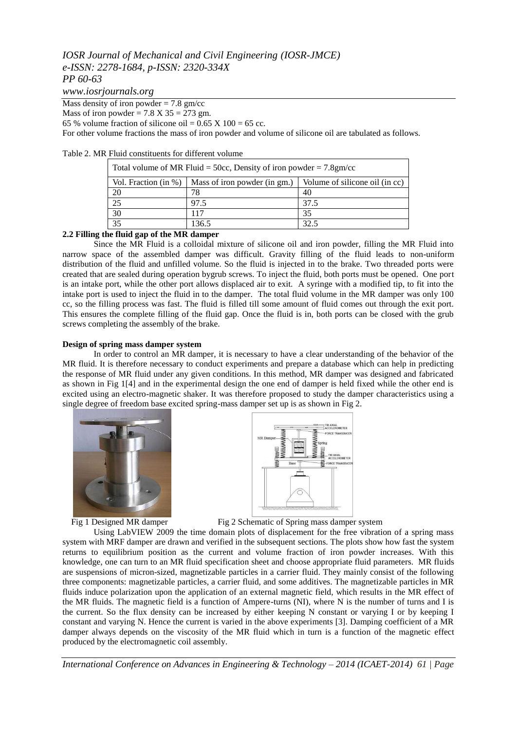Mass density of iron powder = 7.8 gm/cc
Mass of iron powder = 7.8 X 35 = 273 gm.
65 % volume fraction of silicone oil = 0.65 X 100 = 65 cc.
For other volume fractions the mass of iron powder and volume of silicone oil are tabulated as follows.

Table 2. MR Fluid constituents for different volume

| Total volume of MR Fluid = 50cc, Density of iron powder = 7.8gm/cc | | |
|---|---|---|
| Vol. Fraction (in %) | Mass of iron powder (in gm.) | Volume of silicone oil (in cc) |
| 20 | 78 | 40 |
| 25 | 97.5 | 37.5 |
| 30 | 117 | 35 |
| 35 | 136.5 | 32.5 |

**2.2 Filling the fluid gap of the MR damper**

Since the MR Fluid is a colloidal mixture of silicone oil and iron powder, filling the MR Fluid into narrow space of the assembled damper was difficult. Gravity filling of the fluid leads to non-uniform distribution of the fluid and unfilled volume. So the fluid is injected in to the brake. Two threaded ports were created that are sealed during operation bygrub screws. To inject the fluid, both ports must be opened. One port is an intake port, while the other port allows displaced air to exit. A syringe with a modified tip, to fit into the intake port is used to inject the fluid in to the damper. The total fluid volume in the MR damper was only 100 cc, so the filling process was fast. The fluid is filled till some amount of fluid comes out through the exit port. This ensures the complete filling of the fluid gap. Once the fluid is in, both ports can be closed with the grub screws completing the assembly of the brake.

**Design of spring mass damper system**

In order to control an MR damper, it is necessary to have a clear understanding of the behavior of the MR fluid. It is therefore necessary to conduct experiments and prepare a database which can help in predicting the response of MR fluid under any given conditions. In this method, MR damper was designed and fabricated as shown in Fig 1[4] and in the experimental design the one end of damper is held fixed while the other end is excited using an electro-magnetic shaker. It was therefore proposed to study the damper characteristics using a single degree of freedom base excited spring-mass damper set up is as shown in Fig 2.

Fig 1 Designed MR damper

Fig 2 Schematic of Spring mass damper system

Using LabVIEW 2009 the time domain plots of displacement for the free vibration of a spring mass system with MRF damper are drawn and verified in the subsequent sections. The plots show how fast the system returns to equilibrium position as the current and volume fraction of iron powder increases. With this knowledge, one can turn to an MR fluid specification sheet and choose appropriate fluid parameters. MR fluids are suspensions of micron-sized, magnetizable particles in a carrier fluid. They mainly consist of the following three components: magnetizable particles, a carrier fluid, and some additives. The magnetizable particles in MR fluids induce polarization upon the application of an external magnetic field, which results in the MR effect of the MR fluids. The magnetic field is a function of Ampere-turns (NI), where N is the number of turns and I is the current. So the flux density can be increased by either keeping N constant or varying I or by keeping I constant and varying N. Hence the current is varied in the above experiments [3]. Damping coefficient of a MR damper always depends on the viscosity of the MR fluid which in turn is a function of the magnetic effect produced by the electromagnetic coil assembly.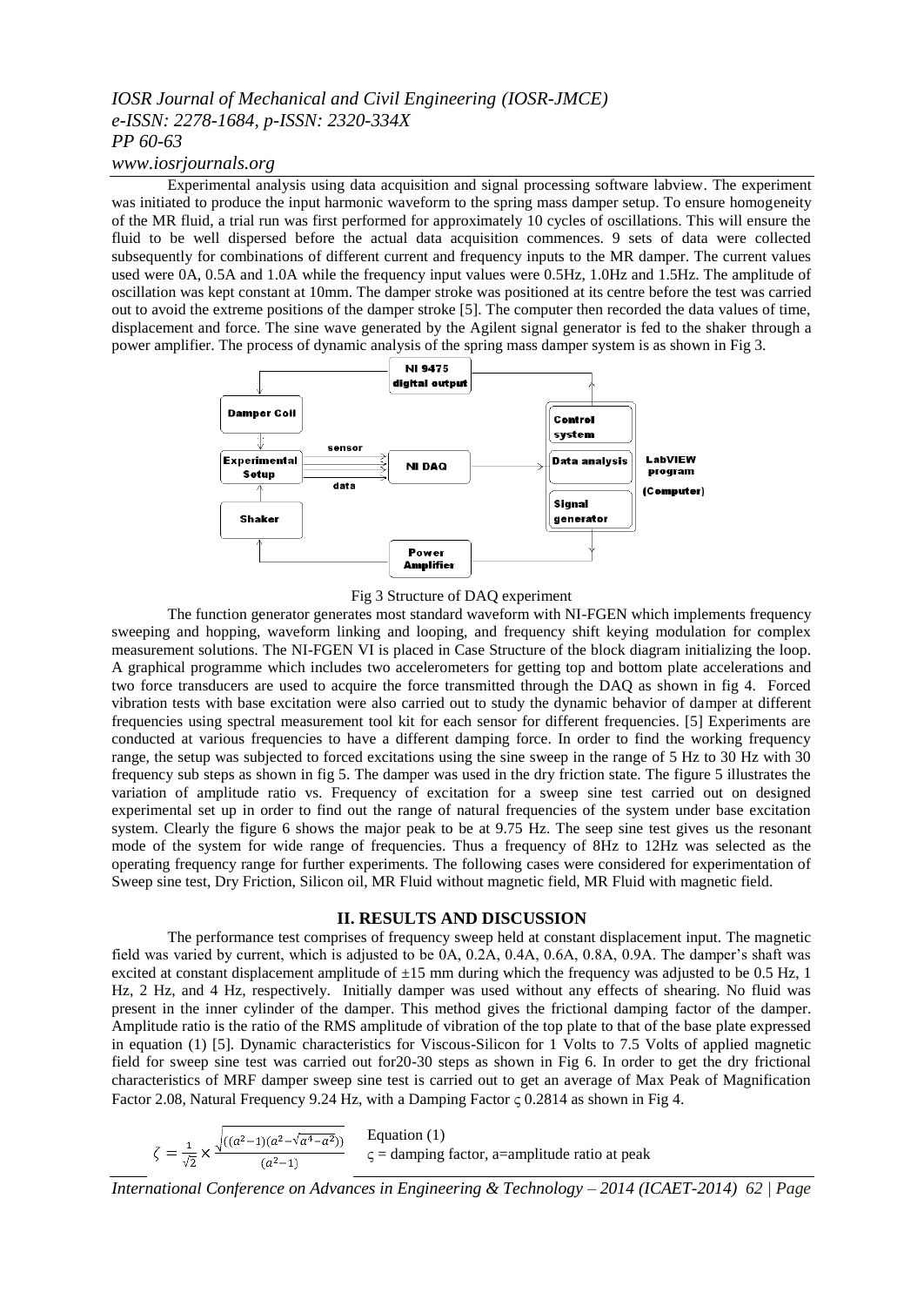Experimental analysis using data acquisition and signal processing software labview. The experiment was initiated to produce the input harmonic waveform to the spring mass damper setup. To ensure homogeneity of the MR fluid, a trial run was first performed for approximately 10 cycles of oscillations. This will ensure the fluid to be well dispersed before the actual data acquisition commences. 9 sets of data were collected subsequently for combinations of different current and frequency inputs to the MR damper. The current values used were 0A, 0.5A and 1.0A while the frequency input values were 0.5Hz, 1.0Hz and 1.5Hz. The amplitude of oscillation was kept constant at 10mm. The damper stroke was positioned at its centre before the test was carried out to avoid the extreme positions of the damper stroke [5]. The computer then recorded the data values of time, displacement and force. The sine wave generated by the Agilent signal generator is fed to the shaker through a power amplifier. The process of dynamic analysis of the spring mass damper system is as shown in Fig 3.

Fig 3 Structure of DAQ experiment

The function generator generates most standard waveform with NI-FGEN which implements frequency sweeping and hopping, waveform linking and looping, and frequency shift keying modulation for complex measurement solutions. The NI-FGEN VI is placed in Case Structure of the block diagram initializing the loop. A graphical programme which includes two accelerometers for getting top and bottom plate accelerations and two force transducers are used to acquire the force transmitted through the DAQ as shown in fig 4. Forced vibration tests with base excitation were also carried out to study the dynamic behavior of damper at different frequencies using spectral measurement tool kit for each sensor for different frequencies. [5] Experiments are conducted at various frequencies to have a different damping force. In order to find the working frequency range, the setup was subjected to forced excitations using the sine sweep in the range of 5 Hz to 30 Hz with 30 frequency sub steps as shown in fig 5. The damper was used in the dry friction state. The figure 5 illustrates the variation of amplitude ratio vs. Frequency of excitation for a sweep sine test carried out on designed experimental set up in order to find out the range of natural frequencies of the system under base excitation system. Clearly the figure 6 shows the major peak to be at 9.75 Hz. The seep sine test gives us the resonant mode of the system for wide range of frequencies. Thus a frequency of 8Hz to 12Hz was selected as the operating frequency range for further experiments. The following cases were considered for experimentation of Sweep sine test, Dry Friction, Silicon oil, MR Fluid without magnetic field, MR Fluid with magnetic field.

## II. RESULTS AND DISCUSSION

The performance test comprises of frequency sweep held at constant displacement input. The magnetic field was varied by current, which is adjusted to be 0A, 0.2A, 0.4A, 0.6A, 0.8A, 0.9A. The damper's shaft was excited at constant displacement amplitude of ±15 mm during which the frequency was adjusted to be 0.5 Hz, 1 Hz, 2 Hz, and 4 Hz, respectively. Initially damper was used without any effects of shearing. No fluid was present in the inner cylinder of the damper. This method gives the frictional damping factor of the damper. Amplitude ratio is the ratio of the RMS amplitude of vibration of the top plate to that of the base plate expressed in equation (1) [5]. Dynamic characteristics for Viscous-Silicon for 1 Volts to 7.5 Volts of applied magnetic field for sweep sine test was carried out for20-30 steps as shown in Fig 6. In order to get the dry frictional characteristics of MRF damper sweep sine test is carried out to get an average of Max Peak of Magnification Factor 2.08, Natural Frequency 9.24 Hz, with a Damping Factor $\varsigma$ 0.2814 as shown in Fig 4.

$$\zeta = \frac{1}{\sqrt{2}} \times \frac{\sqrt{((a^2-1)(a^2-\sqrt{a^4-a^2}))}}{(a^2-1)}$$

Equation (1)
$\varsigma$ = damping factor, a=amplitude ratio at peak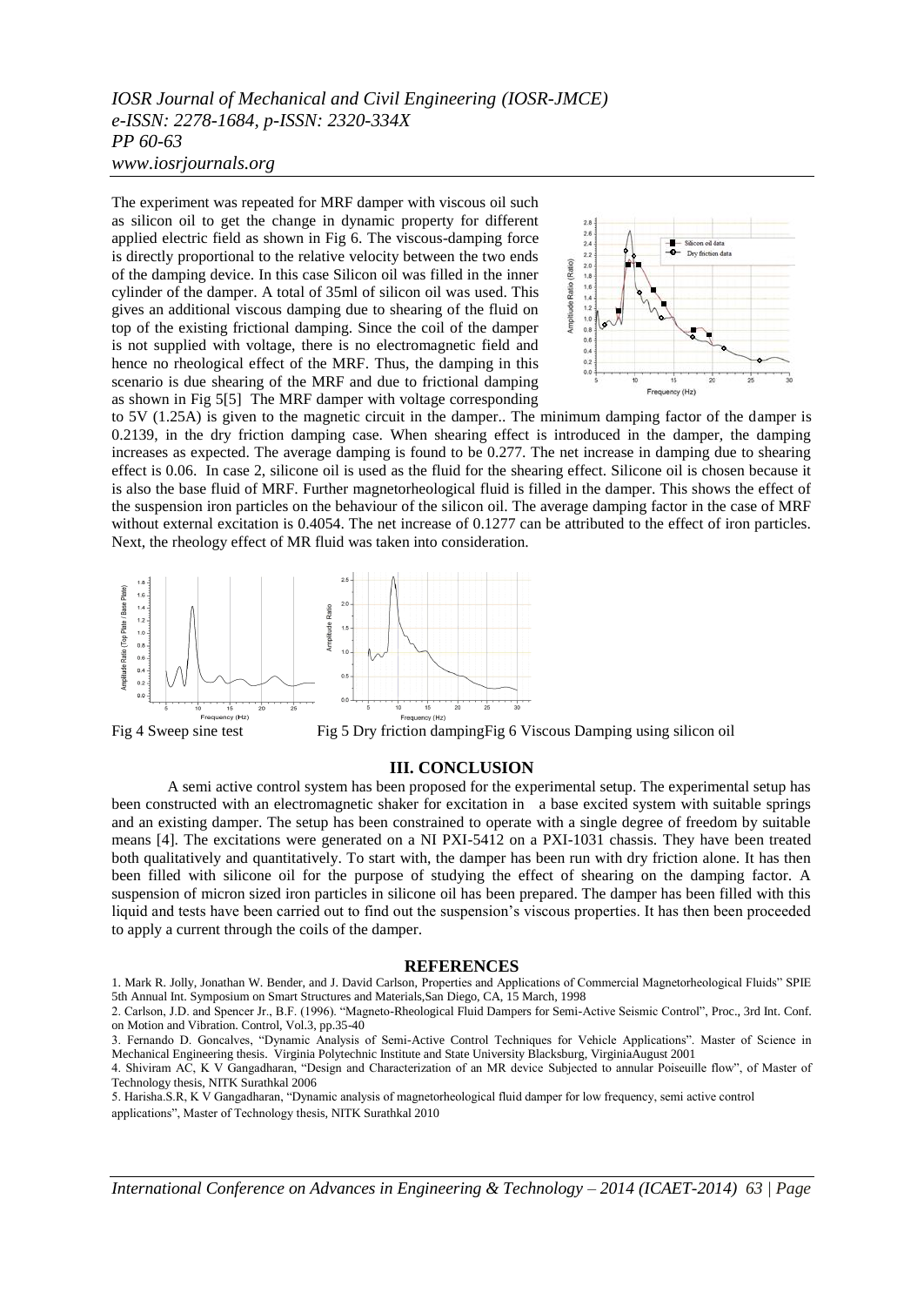The experiment was repeated for MRF damper with viscous oil such as silicon oil to get the change in dynamic property for different applied electric field as shown in Fig 6. The viscous-damping force is directly proportional to the relative velocity between the two ends of the damping device. In this case Silicon oil was filled in the inner cylinder of the damper. A total of 35ml of silicon oil was used. This gives an additional viscous damping due to shearing of the fluid on top of the existing frictional damping. Since the coil of the damper is not supplied with voltage, there is no electromagnetic field and hence no rheological effect of the MRF. Thus, the damping in this scenario is due shearing of the MRF and due to frictional damping as shown in Fig 5[5] The MRF damper with voltage corresponding to 5V (1.25A) is given to the magnetic circuit in the damper.. The minimum damping factor of the damper is 0.2139, in the dry friction damping case. When shearing effect is introduced in the damper, the damping increases as expected. The average damping is found to be 0.277. The net increase in damping due to shearing effect is 0.06. In case 2, silicone oil is used as the fluid for the shearing effect. Silicone oil is chosen because it is also the base fluid of MRF. Further magnetorheological fluid is filled in the damper. This shows the effect of the suspension iron particles on the behaviour of the silicon oil. The average damping factor in the case of MRF without external excitation is 0.4054. The net increase of 0.1277 can be attributed to the effect of iron particles. Next, the rheology effect of MR fluid was taken into consideration.

Amplitude Ratio (Ratio)
Silicon oil data
Dry friction data
Frequency (Hz)

Amplitude Ratio (Top Plate / Base Plate)
Frequency (Hz)

Amplitude Ratio
Frequency (Hz)

Fig 4 Sweep sine test Fig 5 Dry friction damping Fig 6 Viscous Damping using silicon oil

## III. CONCLUSION

A semi active control system has been proposed for the experimental setup. The experimental setup has been constructed with an electromagnetic shaker for excitation in a base excited system with suitable springs and an existing damper. The setup has been constrained to operate with a single degree of freedom by suitable means [4]. The excitations were generated on a NI PXI-5412 on a PXI-1031 chassis. They have been treated both qualitatively and quantitatively. To start with, the damper has been run with dry friction alone. It has then been filled with silicone oil for the purpose of studying the effect of shearing on the damping factor. A suspension of micron sized iron particles in silicone oil has been prepared. The damper has been filled with this liquid and tests have been carried out to find out the suspension's viscous properties. It has then been proceeded to apply a current through the coils of the damper.

## REFERENCES

1. Mark R. Jolly, Jonathan W. Bender, and J. David Carlson, Properties and Applications of Commercial Magnetorheological Fluids" SPIE 5th Annual Int. Symposium on Smart Structures and Materials,San Diego, CA, 15 March, 1998
2. Carlson, J.D. and Spencer Jr., B.F. (1996). "Magneto-Rheological Fluid Dampers for Semi-Active Seismic Control", Proc., 3rd Int. Conf. on Motion and Vibration. Control, Vol.3, pp.35-40
3. Fernando D. Goncalves, "Dynamic Analysis of Semi-Active Control Techniques for Vehicle Applications". Master of Science in Mechanical Engineering thesis. Virginia Polytechnic Institute and State University Blacksburg, VirginiaAugust 2001
4. Shiviram AC, K V Gangadharan, "Design and Characterization of an MR device Subjected to annular Poiseuille flow", of Master of Technology thesis, NITK Surathkal 2006
5. Harisha.S.R, K V Gangadharan, "Dynamic analysis of magnetorheological fluid damper for low frequency, semi active control applications", Master of Technology thesis, NITK Surathkal 2010